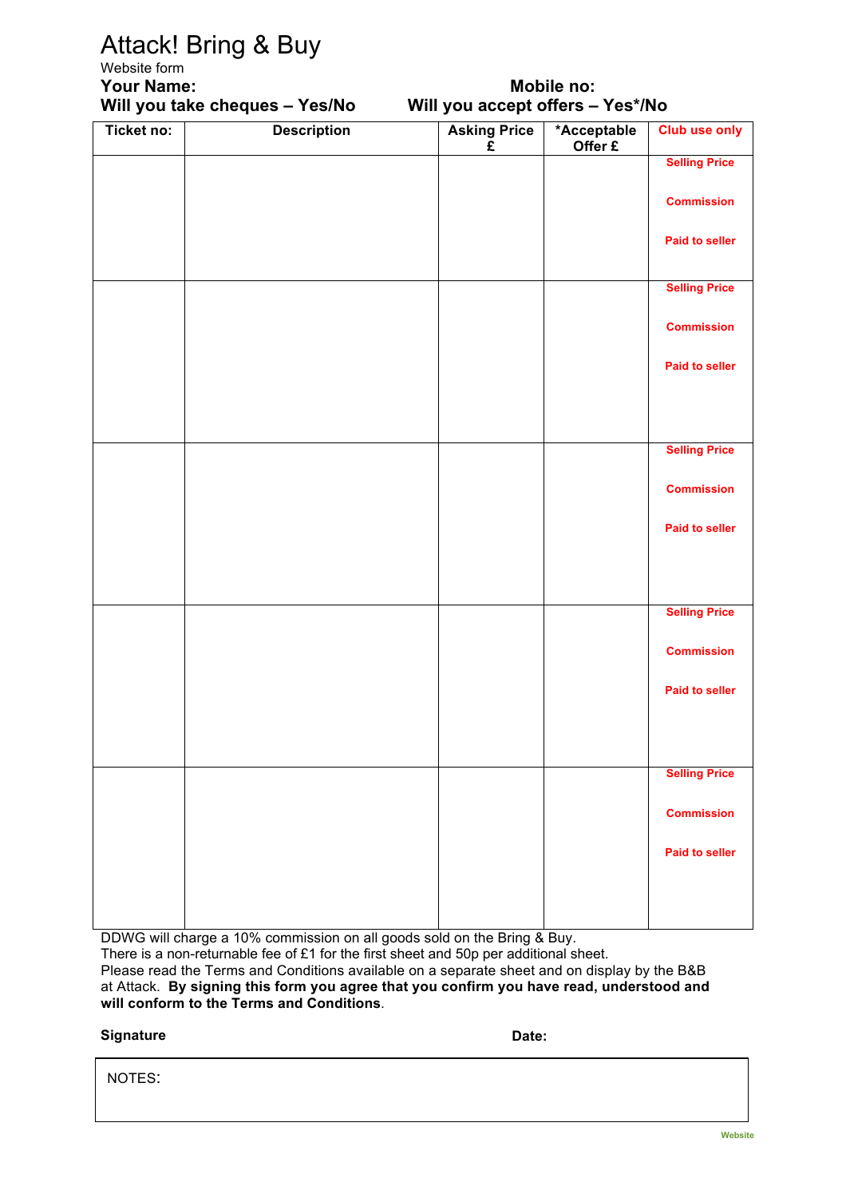# Attack! Bring & Buy

Website form

**Your Name:** **Mobile no:**

**Will you take cheques – Yes/No** **Will you accept offers – Yes*/No**

| Ticket no: | Description | Asking Price £ | *Acceptable Offer £ | Club use only |
|---|---|---|---|---|
| | | | | Selling Price<br><br>Commission<br><br>Paid to seller |
| | | | | Selling Price<br><br>Commission<br><br>Paid to seller |
| | | | | Selling Price<br><br>Commission<br><br>Paid to seller |
| | | | | Selling Price<br><br>Commission<br><br>Paid to seller |
| | | | | Selling Price<br><br>Commission<br><br>Paid to seller |

DDWG will charge a 10% commission on all goods sold on the Bring & Buy.
There is a non-returnable fee of £1 for the first sheet and 50p per additional sheet.
Please read the Terms and Conditions available on a separate sheet and on display by the B&B at Attack. **By signing this form you agree that you confirm you have read, understood and will conform to the Terms and Conditions**.

**Signature** **Date:**

NOTES:

Website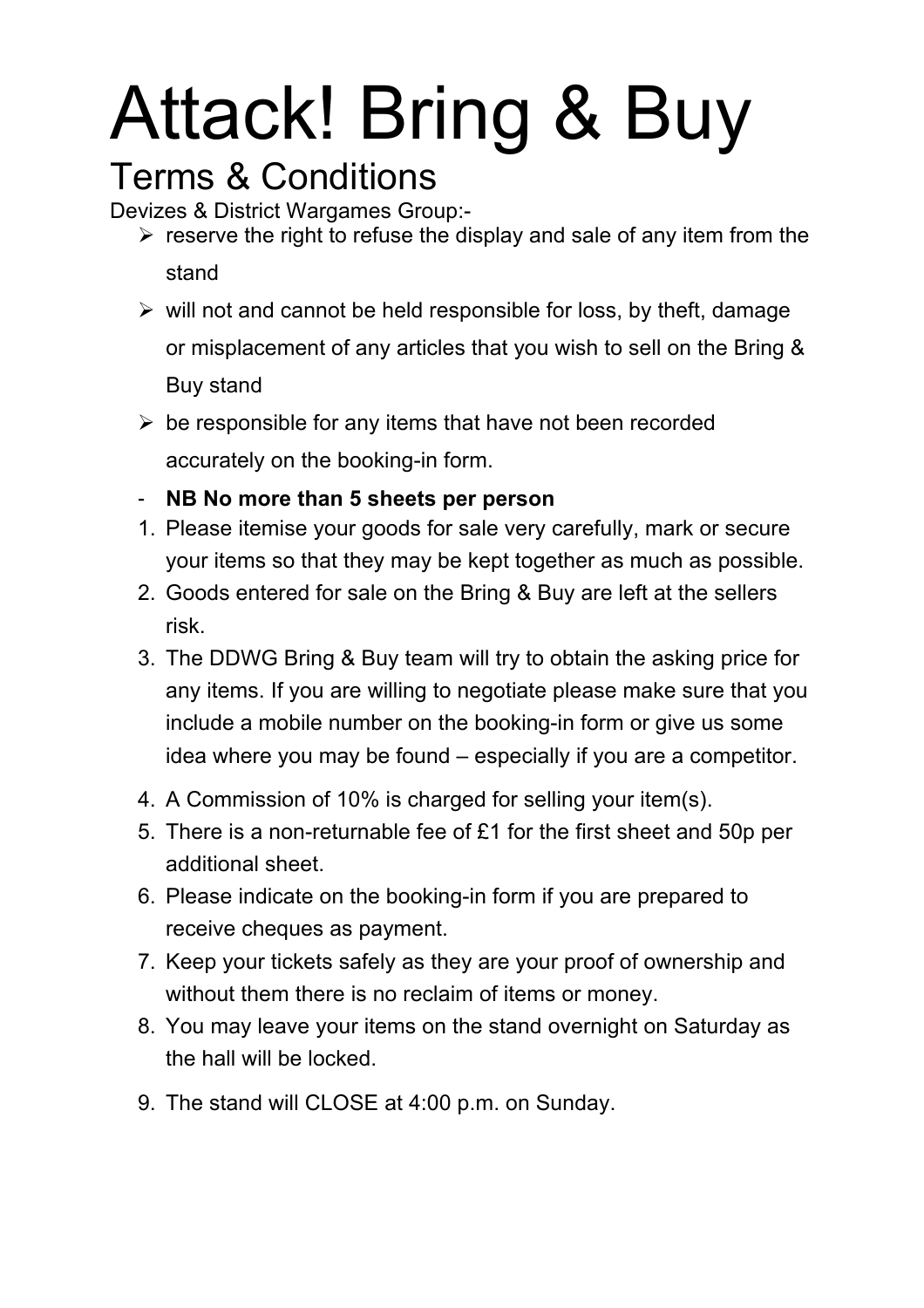# Attack! Bring & Buy

## Terms & Conditions

Devizes & District Wargames Group:-

- reserve the right to refuse the display and sale of any item from the stand
- will not and cannot be held responsible for loss, by theft, damage or misplacement of any articles that you wish to sell on the Bring & Buy stand
- be responsible for any items that have not been recorded accurately on the booking-in form.

- **NB No more than 5 sheets per person**

1. Please itemise your goods for sale very carefully, mark or secure your items so that they may be kept together as much as possible.
2. Goods entered for sale on the Bring & Buy are left at the sellers risk.
3. The DDWG Bring & Buy team will try to obtain the asking price for any items. If you are willing to negotiate please make sure that you include a mobile number on the booking-in form or give us some idea where you may be found – especially if you are a competitor.
4. A Commission of 10% is charged for selling your item(s).
5. There is a non-returnable fee of £1 for the first sheet and 50p per additional sheet.
6. Please indicate on the booking-in form if you are prepared to receive cheques as payment.
7. Keep your tickets safely as they are your proof of ownership and without them there is no reclaim of items or money.
8. You may leave your items on the stand overnight on Saturday as the hall will be locked.
9. The stand will CLOSE at 4:00 p.m. on Sunday.